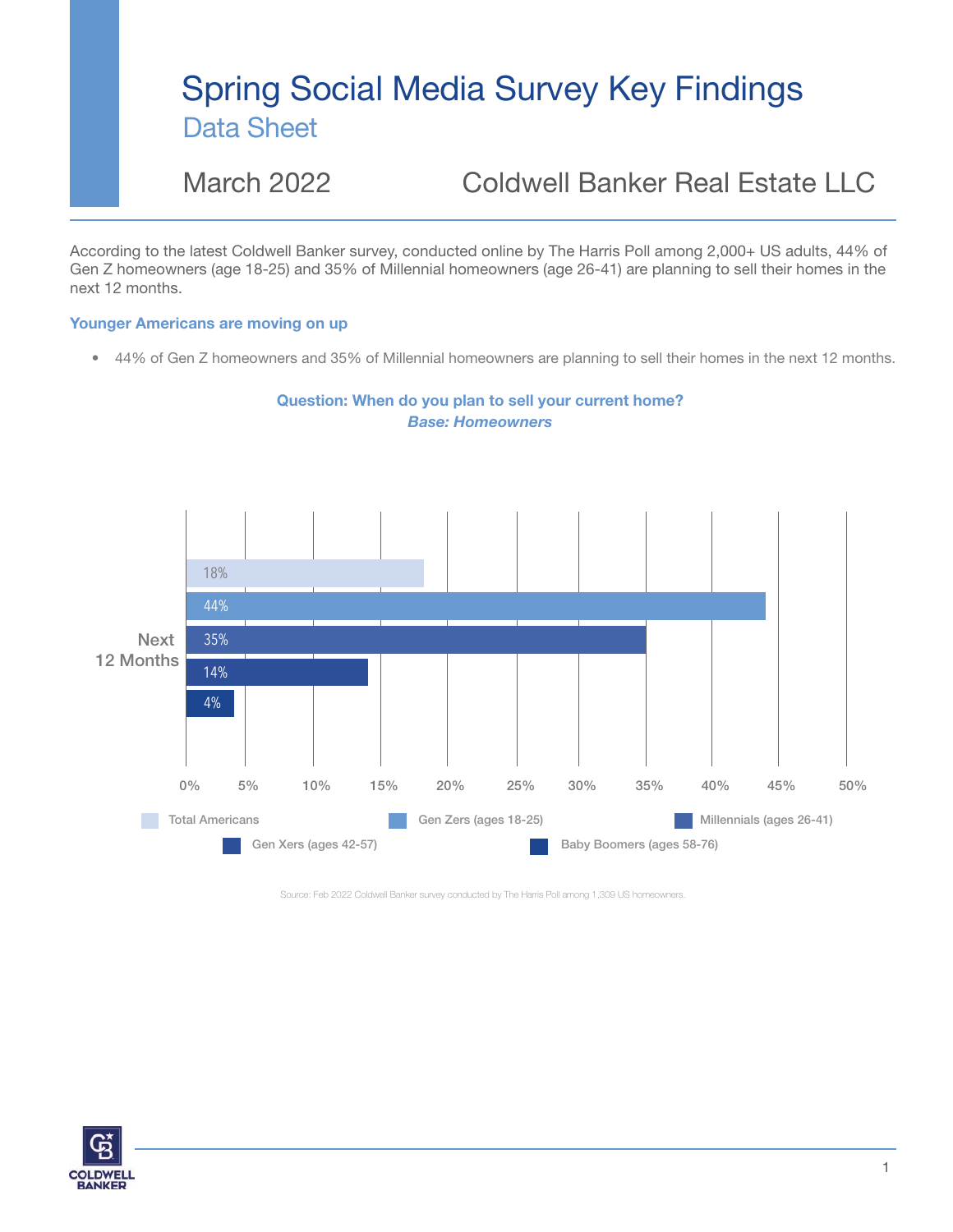# Spring Social Media Survey Key Findings

## Data Sheet

March 2022 Coldwell Banker Real Estate LLC

According to the latest Coldwell Banker survey, conducted online by The Harris Poll among 2,000+ US adults, 44% of Gen Z homeowners (age 18-25) and 35% of Millennial homeowners (age 26-41) are planning to sell their homes in the next 12 months.

### Younger Americans are moving on up

- 44% of Gen Z homeowners and 35% of Millennial homeowners are planning to sell their homes in the next 12 months.

**Question: When do you plan to sell your current home?**
***Base: Homeowners***

| | Total Americans | Gen Zers (ages 18-25) | Millennials (ages 26-41) | Gen Xers (ages 42-57) | Baby Boomers (ages 58-76) |
|---|---|---|---|---|---|
| Next 12 Months | 18% | 44% | 35% | 14% | 4% |

Source: Feb 2022 Coldwell Banker survey conducted by The Harris Poll among 1,309 US homeowners.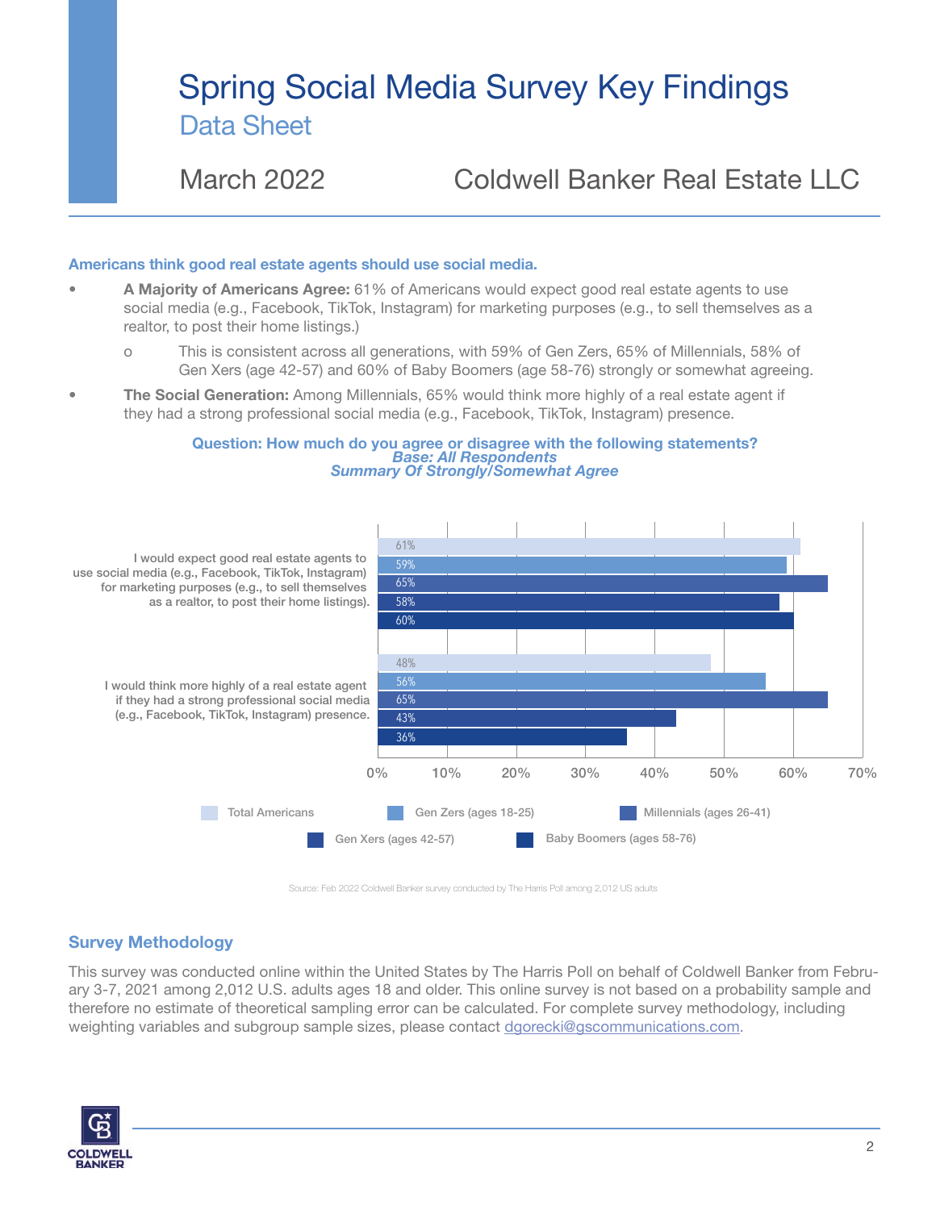# Spring Social Media Survey Key Findings

## Data Sheet

March 2022 Coldwell Banker Real Estate LLC

**Americans think good real estate agents should use social media.**

- **A Majority of Americans Agree:** 61% of Americans would expect good real estate agents to use social media (e.g., Facebook, TikTok, Instagram) for marketing purposes (e.g., to sell themselves as a realtor, to post their home listings.)
  - This is consistent across all generations, with 59% of Gen Zers, 65% of Millennials, 58% of Gen Xers (age 42-57) and 60% of Baby Boomers (age 58-76) strongly or somewhat agreeing.
- **The Social Generation:** Among Millennials, 65% would think more highly of a real estate agent if they had a strong professional social media (e.g., Facebook, TikTok, Instagram) presence.

**Question: How much do you agree or disagree with the following statements?**
***Base: All Respondents***
***Summary Of Strongly/Somewhat Agree***

I would expect good real estate agents to use social media (e.g., Facebook, TikTok, Instagram) for marketing purposes (e.g., to sell themselves as a realtor, to post their home listings).

61%
59%
65%
58%
60%

I would think more highly of a real estate agent if they had a strong professional social media (e.g., Facebook, TikTok, Instagram) presence.

48%
56%
65%
43%
36%

0% 10% 20% 30% 40% 50% 60% 70%

Total Americans
Gen Zers (ages 18-25)
Millennials (ages 26-41)
Gen Xers (ages 42-57)
Baby Boomers (ages 58-76)

Source: Feb 2022 Coldwell Banker survey conducted by The Harris Poll among 2,012 US adults

### Survey Methodology

This survey was conducted online within the United States by The Harris Poll on behalf of Coldwell Banker from February 3-7, 2021 among 2,012 U.S. adults ages 18 and older. This online survey is not based on a probability sample and therefore no estimate of theoretical sampling error can be calculated. For complete survey methodology, including weighting variables and subgroup sample sizes, please contact dgorecki@gscommunications.com.